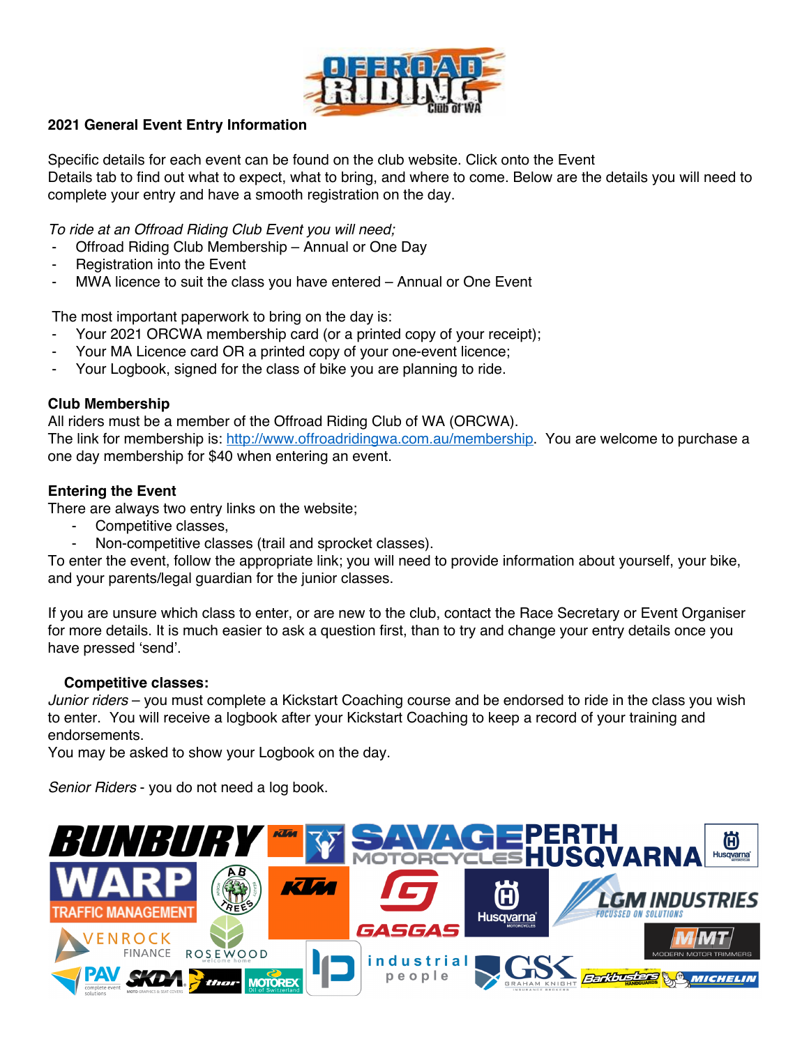## 2021 General Event Entry Information

Specific details for each event can be found on the club website. Click onto the Event Details tab to find out what to expect, what to bring, and where to come. Below are the details you will need to complete your entry and have a smooth registration on the day.

*To ride at an Offroad Riding Club Event you will need;*

- Offroad Riding Club Membership – Annual or One Day
- Registration into the Event
- MWA licence to suit the class you have entered – Annual or One Event

The most important paperwork to bring on the day is:

- Your 2021 ORCWA membership card (or a printed copy of your receipt);
- Your MA Licence card OR a printed copy of your one-event licence;
- Your Logbook, signed for the class of bike you are planning to ride.

**Club Membership**

All riders must be a member of the Offroad Riding Club of WA (ORCWA).
The link for membership is: http://www.offroadridingwa.com.au/membership. You are welcome to purchase a one day membership for $40 when entering an event.

**Entering the Event**

There are always two entry links on the website;

- Competitive classes,
- Non-competitive classes (trail and sprocket classes).

To enter the event, follow the appropriate link; you will need to provide information about yourself, your bike, and your parents/legal guardian for the junior classes.

If you are unsure which class to enter, or are new to the club, contact the Race Secretary or Event Organiser for more details. It is much easier to ask a question first, than to try and change your entry details once you have pressed 'send'.

**Competitive classes:**

*Junior riders* – you must complete a Kickstart Coaching course and be endorsed to ride in the class you wish to enter. You will receive a logbook after your Kickstart Coaching to keep a record of your training and endorsements.
You may be asked to show your Logbook on the day.

*Senior Riders* - you do not need a log book.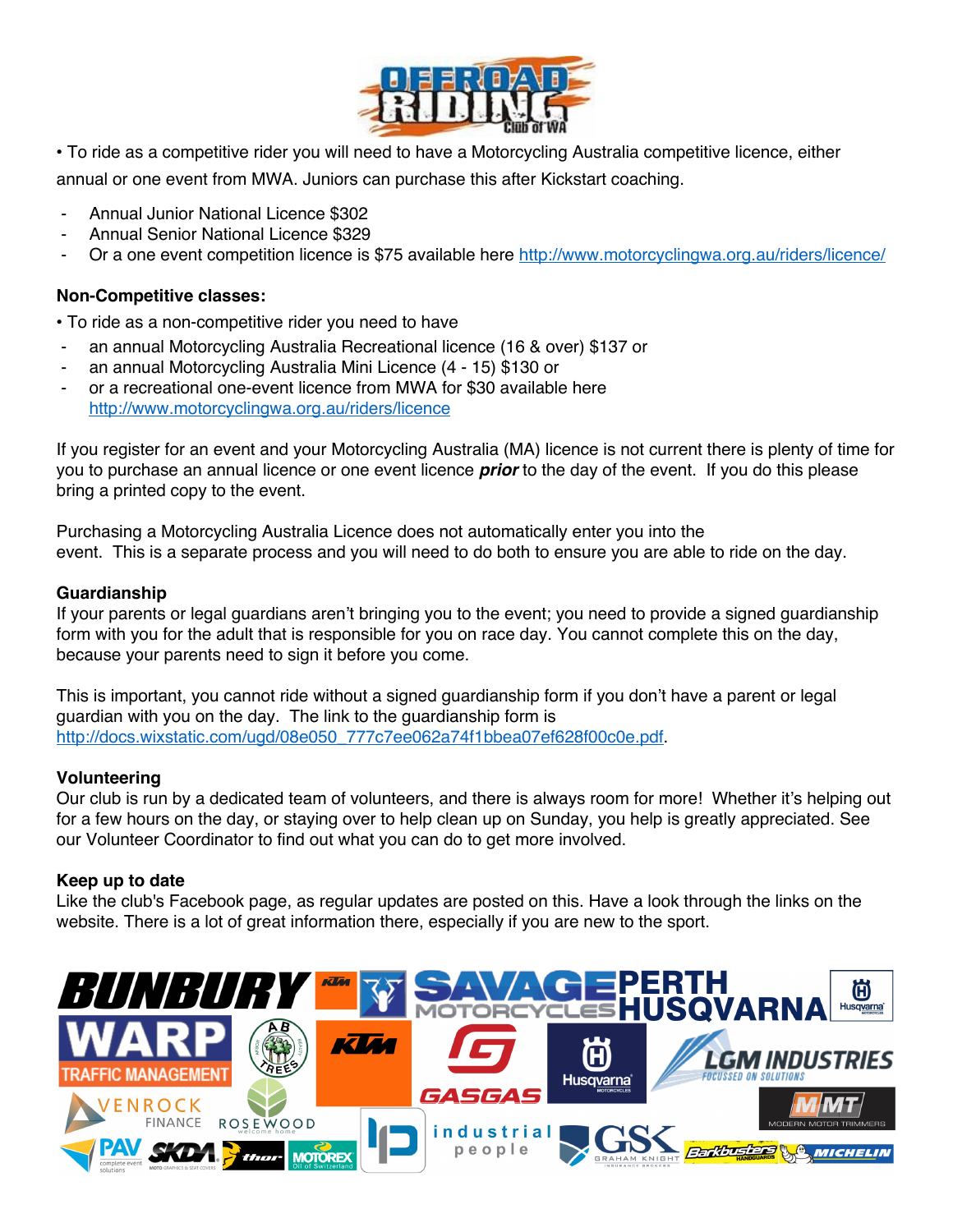• To ride as a competitive rider you will need to have a Motorcycling Australia competitive licence, either annual or one event from MWA. Juniors can purchase this after Kickstart coaching.

- Annual Junior National Licence $302
- Annual Senior National Licence $329
- Or a one event competition licence is $75 available here http://www.motorcyclingwa.org.au/riders/licence/

**Non-Competitive classes:**

• To ride as a non-competitive rider you need to have

- an annual Motorcycling Australia Recreational licence (16 & over) $137 or
- an annual Motorcycling Australia Mini Licence (4 - 15) $130 or
- or a recreational one-event licence from MWA for $30 available here http://www.motorcyclingwa.org.au/riders/licence

If you register for an event and your Motorcycling Australia (MA) licence is not current there is plenty of time for you to purchase an annual licence or one event licence ***prior*** to the day of the event. If you do this please bring a printed copy to the event.

Purchasing a Motorcycling Australia Licence does not automatically enter you into the event. This is a separate process and you will need to do both to ensure you are able to ride on the day.

**Guardianship**

If your parents or legal guardians aren't bringing you to the event; you need to provide a signed guardianship form with you for the adult that is responsible for you on race day. You cannot complete this on the day, because your parents need to sign it before you come.

This is important, you cannot ride without a signed guardianship form if you don't have a parent or legal guardian with you on the day. The link to the guardianship form is http://docs.wixstatic.com/ugd/08e050_777c7ee062a74f1bbea07ef628f00c0e.pdf.

**Volunteering**

Our club is run by a dedicated team of volunteers, and there is always room for more! Whether it's helping out for a few hours on the day, or staying over to help clean up on Sunday, you help is greatly appreciated. See our Volunteer Coordinator to find out what you can do to get more involved.

**Keep up to date**

Like the club's Facebook page, as regular updates are posted on this. Have a look through the links on the website. There is a lot of great information there, especially if you are new to the sport.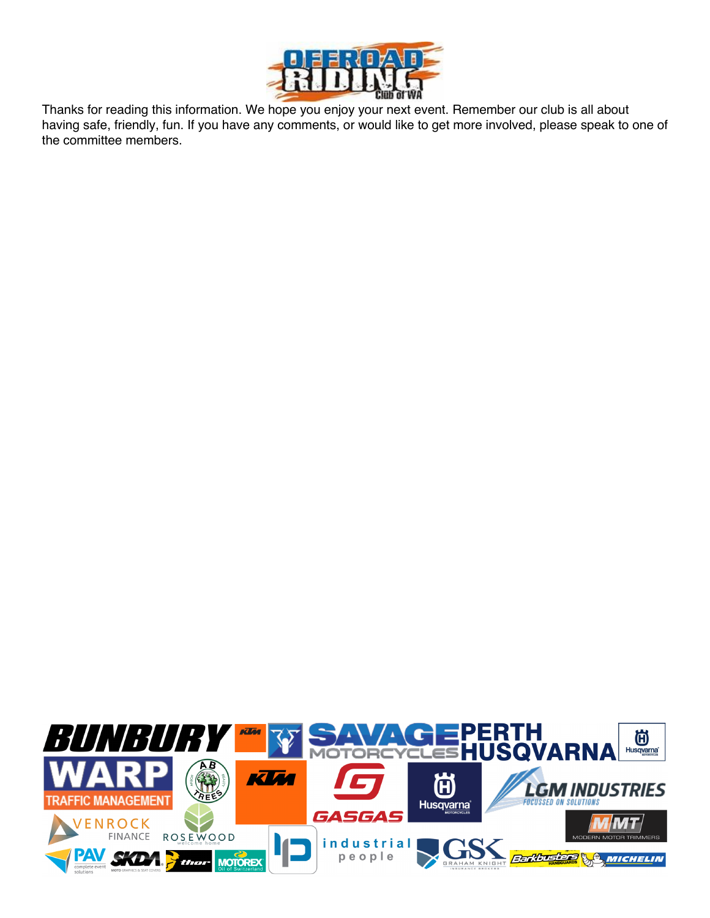Thanks for reading this information. We hope you enjoy your next event. Remember our club is all about having safe, friendly, fun. If you have any comments, or would like to get more involved, please speak to one of the committee members.